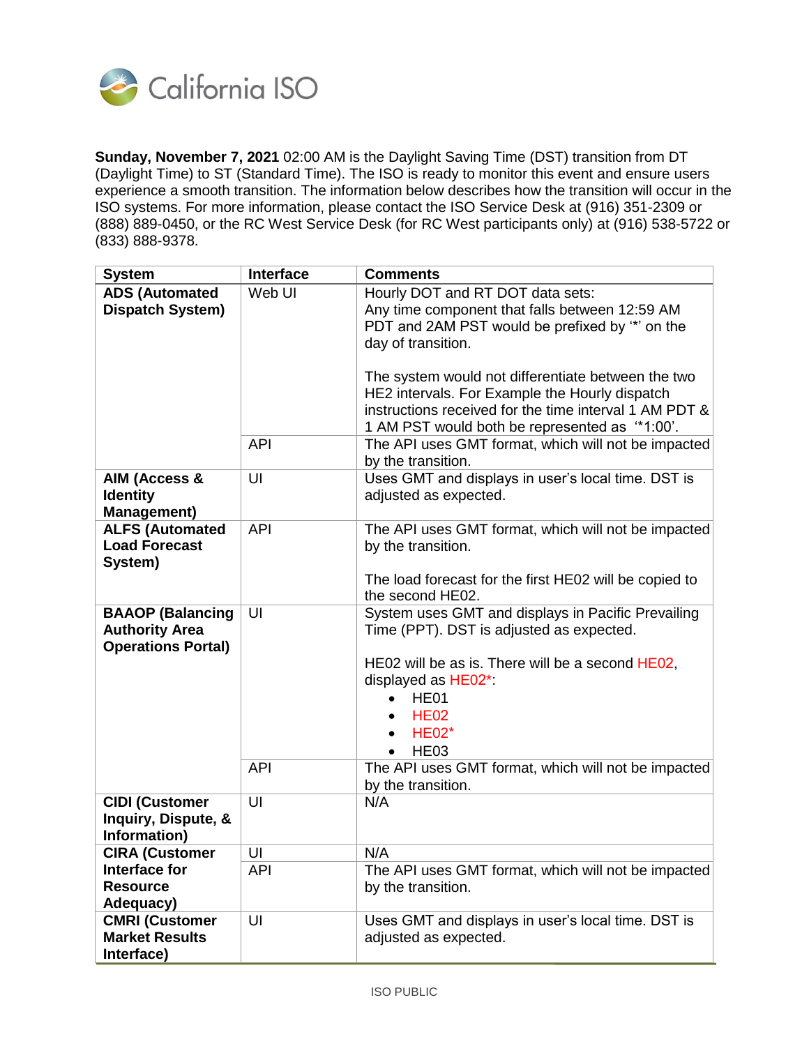California ISO

**Sunday, November 7, 2021** 02:00 AM is the Daylight Saving Time (DST) transition from DT (Daylight Time) to ST (Standard Time). The ISO is ready to monitor this event and ensure users experience a smooth transition. The information below describes how the transition will occur in the ISO systems. For more information, please contact the ISO Service Desk at (916) 351-2309 or (888) 889-0450, or the RC West Service Desk (for RC West participants only) at (916) 538-5722 or (833) 888-9378.

| System | Interface | Comments |
|---|---|---|
| **ADS (Automated Dispatch System)** | Web UI | Hourly DOT and RT DOT data sets:<br>Any time component that falls between 12:59 AM PDT and 2AM PST would be prefixed by '*' on the day of transition.<br><br>The system would not differentiate between the two HE2 intervals. For Example the Hourly dispatch instructions received for the time interval 1 AM PDT & 1 AM PST would both be represented as '*1:00'. |
| | API | The API uses GMT format, which will not be impacted by the transition. |
| **AIM (Access & Identity Management)** | UI | Uses GMT and displays in user's local time. DST is adjusted as expected. |
| **ALFS (Automated Load Forecast System)** | API | The API uses GMT format, which will not be impacted by the transition.<br><br>The load forecast for the first HE02 will be copied to the second HE02. |
| **BAAOP (Balancing Authority Area Operations Portal)** | UI | System uses GMT and displays in Pacific Prevailing Time (PPT). DST is adjusted as expected.<br><br>HE02 will be as is. There will be a second HE02, displayed as HE02*:<br>• HE01<br>• HE02<br>• HE02*<br>• HE03 |
| | API | The API uses GMT format, which will not be impacted by the transition. |
| **CIDI (Customer Inquiry, Dispute, & Information)** | UI | N/A |
| **CIRA (Customer Interface for Resource Adequacy)** | UI | N/A |
| | API | The API uses GMT format, which will not be impacted by the transition. |
| **CMRI (Customer Market Results Interface)** | UI | Uses GMT and displays in user's local time. DST is adjusted as expected. |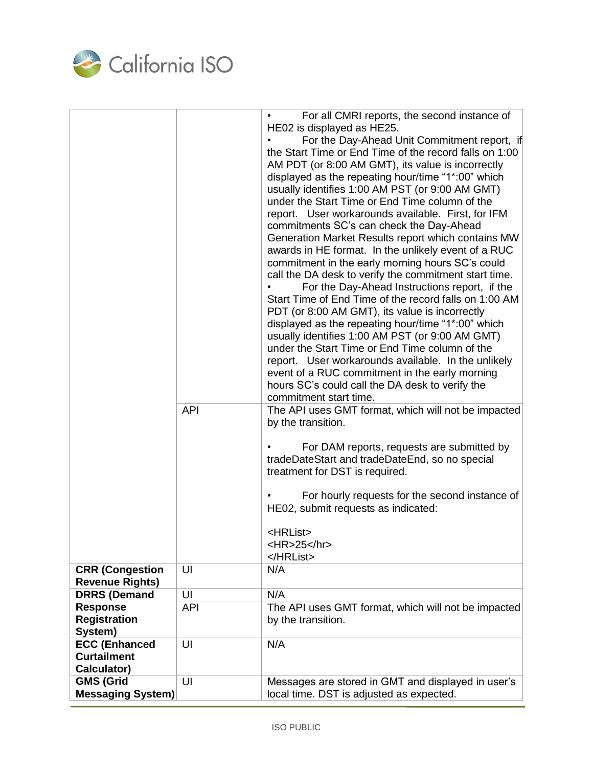| | | |
|---|---|---|
| | | • For all CMRI reports, the second instance of HE02 is displayed as HE25.<br>• For the Day-Ahead Unit Commitment report, if the Start Time or End Time of the record falls on 1:00 AM PDT (or 8:00 AM GMT), its value is incorrectly displayed as the repeating hour/time "1*:00" which usually identifies 1:00 AM PST (or 9:00 AM GMT) under the Start Time or End Time column of the report. User workarounds available. First, for IFM commitments SC's can check the Day-Ahead Generation Market Results report which contains MW awards in HE format. In the unlikely event of a RUC commitment in the early morning hours SC's could call the DA desk to verify the commitment start time.<br>• For the Day-Ahead Instructions report, if the Start Time of End Time of the record falls on 1:00 AM PDT (or 8:00 AM GMT), its value is incorrectly displayed as the repeating hour/time "1*:00" which usually identifies 1:00 AM PST (or 9:00 AM GMT) under the Start Time or End Time column of the report. User workarounds available. In the unlikely event of a RUC commitment in the early morning hours SC's could call the DA desk to verify the commitment start time. |
| | API | The API uses GMT format, which will not be impacted by the transition.<br><br>• For DAM reports, requests are submitted by tradeDateStart and tradeDateEnd, so no special treatment for DST is required.<br><br>• For hourly requests for the second instance of HE02, submit requests as indicated:<br><br>&lt;HRList&gt;<br>&lt;HR&gt;25&lt;/hr&gt;<br>&lt;/HRList&gt; |
| **CRR (Congestion Revenue Rights)** | UI | N/A |
| **DRRS (Demand Response Registration System)** | UI | N/A |
| | API | The API uses GMT format, which will not be impacted by the transition. |
| **ECC (Enhanced Curtailment Calculator)** | UI | N/A |
| **GMS (Grid Messaging System)** | UI | Messages are stored in GMT and displayed in user's local time. DST is adjusted as expected. |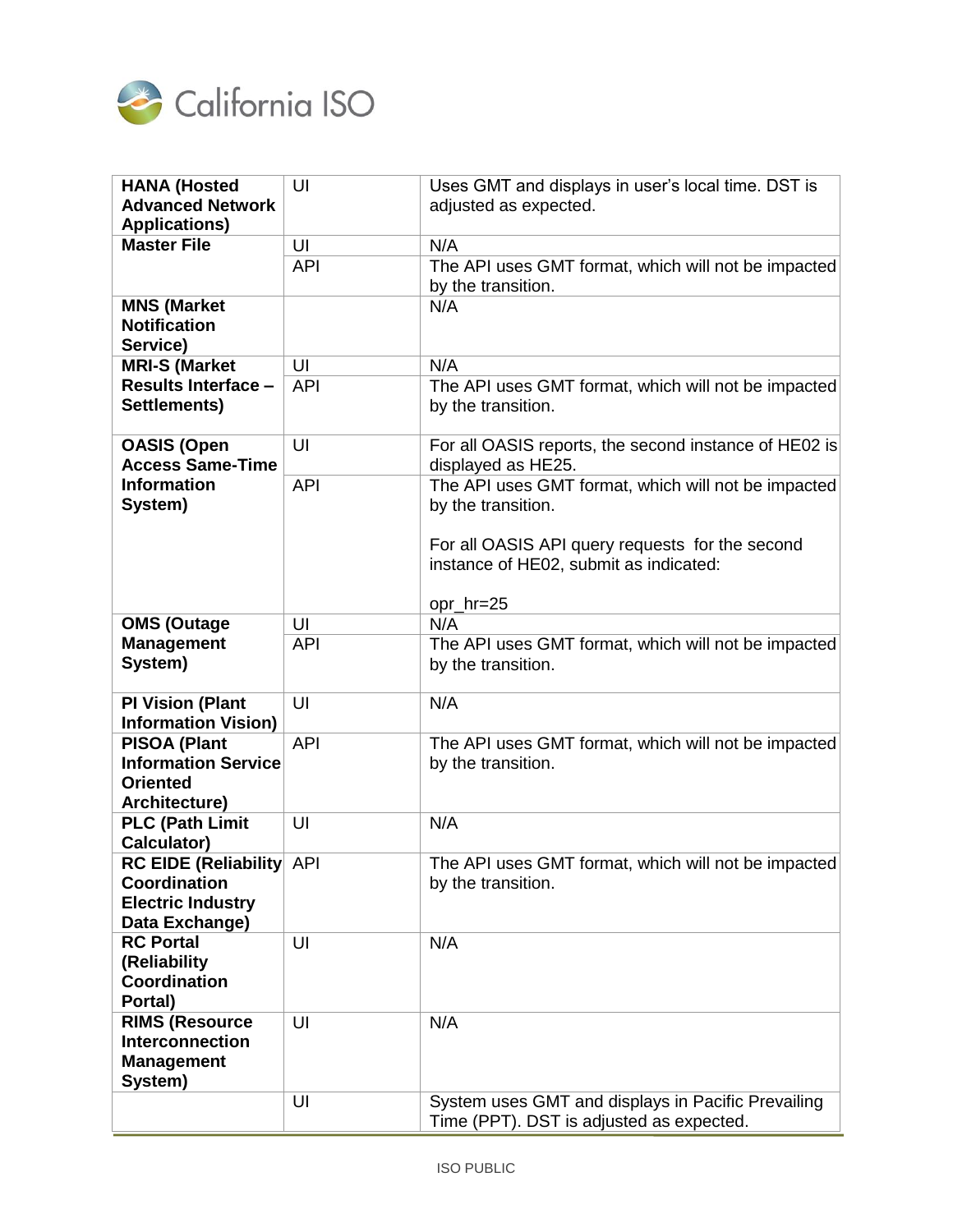| | | |
|---|---|---|
| **HANA (Hosted Advanced Network Applications)** | UI | Uses GMT and displays in user's local time. DST is adjusted as expected. |
| **Master File** | UI | N/A |
| | API | The API uses GMT format, which will not be impacted by the transition. |
| **MNS (Market Notification Service)** | | N/A |
| **MRI-S (Market Results Interface – Settlements)** | UI | N/A |
| | API | The API uses GMT format, which will not be impacted by the transition. |
| **OASIS (Open Access Same-Time Information System)** | UI | For all OASIS reports, the second instance of HE02 is displayed as HE25. |
| | API | The API uses GMT format, which will not be impacted by the transition.<br><br>For all OASIS API query requests for the second instance of HE02, submit as indicated:<br><br>opr_hr=25 |
| **OMS (Outage Management System)** | UI | N/A |
| | API | The API uses GMT format, which will not be impacted by the transition. |
| **PI Vision (Plant Information Vision)** | UI | N/A |
| **PISOA (Plant Information Service Oriented Architecture)** | API | The API uses GMT format, which will not be impacted by the transition. |
| **PLC (Path Limit Calculator)** | UI | N/A |
| **RC EIDE (Reliability Coordination Electric Industry Data Exchange)** | API | The API uses GMT format, which will not be impacted by the transition. |
| **RC Portal (Reliability Coordination Portal)** | UI | N/A |
| **RIMS (Resource Interconnection Management System)** | UI | N/A |
| | UI | System uses GMT and displays in Pacific Prevailing Time (PPT). DST is adjusted as expected. |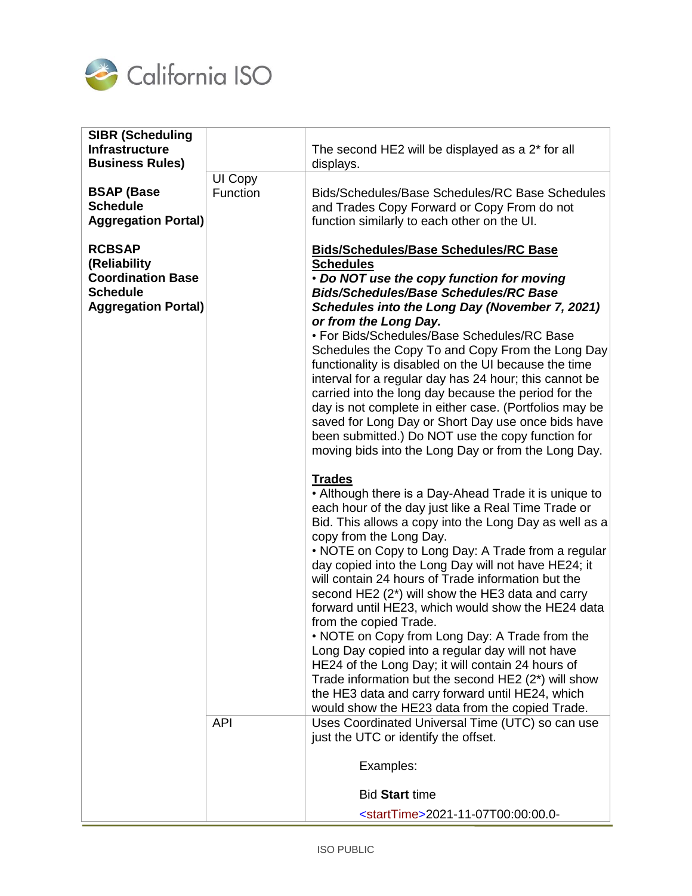| SIBR (Scheduling Infrastructure Business Rules)<br><br>BSAP (Base Schedule Aggregation Portal)<br><br>RCBSAP (Reliability Coordination Base Schedule Aggregation Portal) | | The second HE2 will be displayed as a 2* for all displays. |
|---|---|---|
| | UI Copy Function | Bids/Schedules/Base Schedules/RC Base Schedules and Trades Copy Forward or Copy From do not function similarly to each other on the UI.<br><br>**<u>Bids/Schedules/Base Schedules/RC Base Schedules</u>**<br>• ***Do NOT use the copy function for moving Bids/Schedules/Base Schedules/RC Base Schedules into the Long Day (November 7, 2021) or from the Long Day.***<br>• For Bids/Schedules/Base Schedules/RC Base Schedules the Copy To and Copy From the Long Day functionality is disabled on the UI because the time interval for a regular day has 24 hour; this cannot be carried into the long day because the period for the day is not complete in either case. (Portfolios may be saved for Long Day or Short Day use once bids have been submitted.) Do NOT use the copy function for moving bids into the Long Day or from the Long Day.<br><br>**<u>Trades</u>**<br>• Although there is a Day-Ahead Trade it is unique to each hour of the day just like a Real Time Trade or Bid. This allows a copy into the Long Day as well as a copy from the Long Day.<br>• NOTE on Copy to Long Day: A Trade from a regular day copied into the Long Day will not have HE24; it will contain 24 hours of Trade information but the second HE2 (2*) will show the HE3 data and carry forward until HE23, which would show the HE24 data from the copied Trade.<br>• NOTE on Copy from Long Day: A Trade from the Long Day copied into a regular day will not have HE24 of the Long Day; it will contain 24 hours of Trade information but the second HE2 (2*) will show the HE3 data and carry forward until HE24, which would show the HE23 data from the copied Trade. |
| | API | Uses Coordinated Universal Time (UTC) so can use just the UTC or identify the offset.<br><br>Examples:<br><br>Bid **Start** time<br><br><startTime>2021-11-07T00:00:00.0- |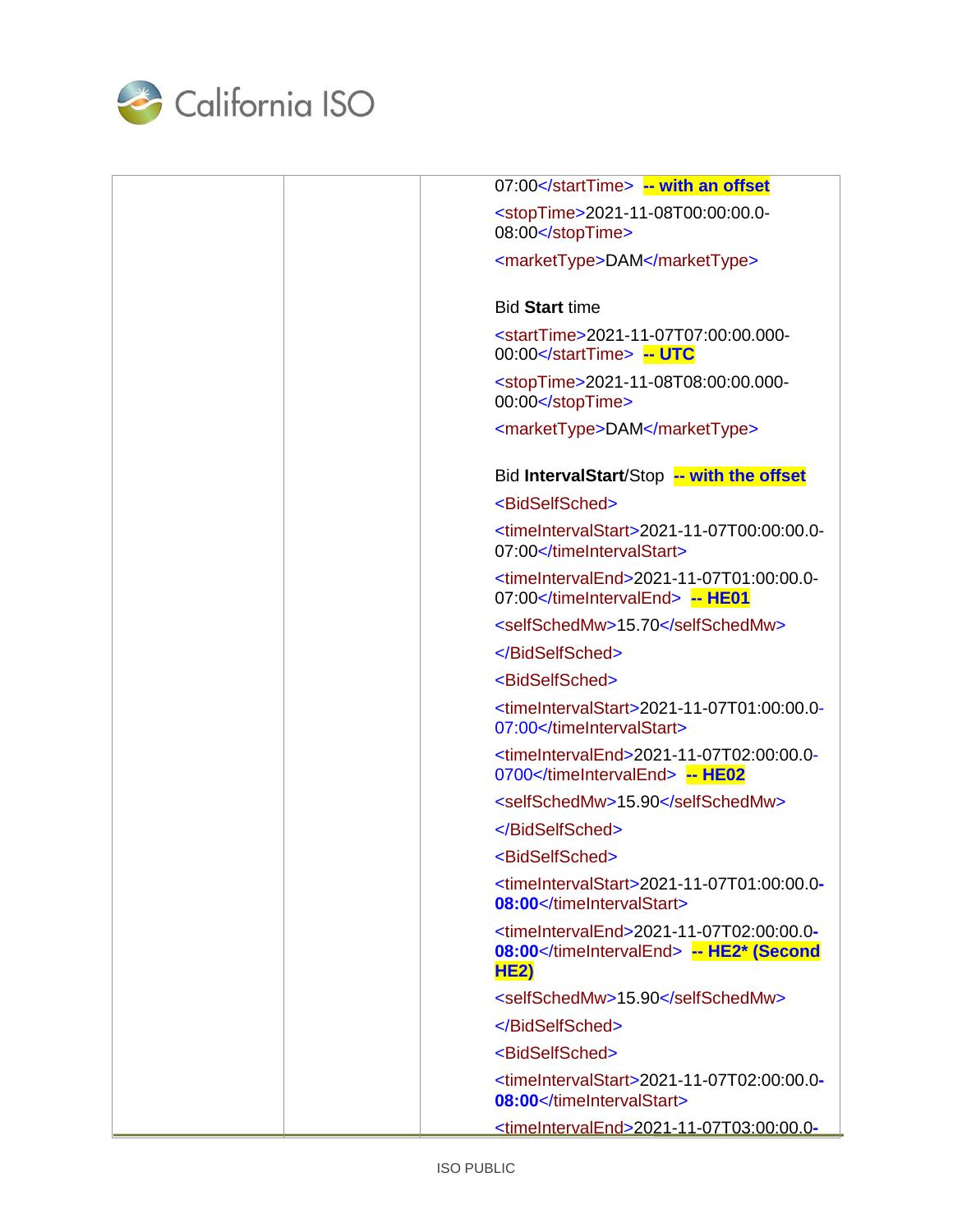| | | |
|---|---|---|
| | | 07:00</startTime> **-- with an offset**<br><br><stopTime>2021-11-08T00:00:00.0-08:00</stopTime><br><br><marketType>DAM</marketType><br><br>Bid **Start** time<br><br><startTime>2021-11-07T07:00:00.000-00:00</startTime> **-- UTC**<br><br><stopTime>2021-11-08T08:00:00.000-00:00</stopTime><br><br><marketType>DAM</marketType><br><br>Bid **IntervalStart**/Stop **-- with the offset**<br><br><BidSelfSched><br><br><timeIntervalStart>2021-11-07T00:00:00.0-07:00</timeIntervalStart><br><br><timeIntervalEnd>2021-11-07T01:00:00.0-07:00</timeIntervalEnd> **-- HE01**<br><br><selfSchedMw>15.70</selfSchedMw><br><br></BidSelfSched><br><br><BidSelfSched><br><br><timeIntervalStart>2021-11-07T01:00:00.0-07:00</timeIntervalStart><br><br><timeIntervalEnd>2021-11-07T02:00:00.0-0700</timeIntervalEnd> **-- HE02**<br><br><selfSchedMw>15.90</selfSchedMw><br><br></BidSelfSched><br><br><BidSelfSched><br><br><timeIntervalStart>2021-11-07T01:00:00.0-**08:00**</timeIntervalStart><br><br><timeIntervalEnd>2021-11-07T02:00:00.0-**08:00**</timeIntervalEnd> **-- HE2* (Second HE2)**<br><br><selfSchedMw>15.90</selfSchedMw><br><br></BidSelfSched><br><br><BidSelfSched><br><br><timeIntervalStart>2021-11-07T02:00:00.0-**08:00**</timeIntervalStart><br><br><timeIntervalEnd>2021-11-07T03:00:00.0- |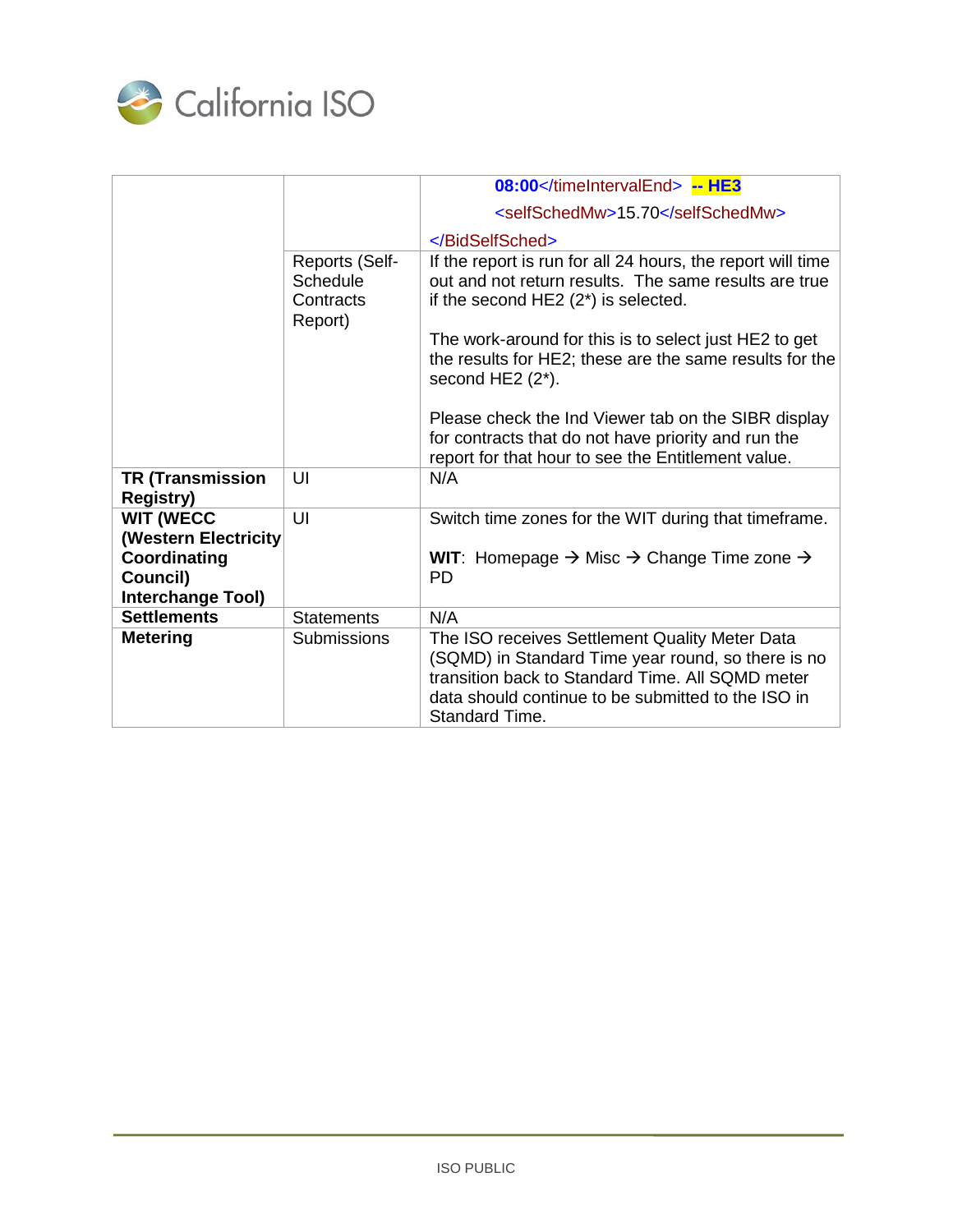| | | |
|---|---|---|
| | | 08:00</timeIntervalEnd> -- HE3<br><selfSchedMw>15.70</selfSchedMw><br></BidSelfSched> |
| | Reports (Self-Schedule Contracts Report) | If the report is run for all 24 hours, the report will time out and not return results. The same results are true if the second HE2 (2*) is selected.<br><br>The work-around for this is to select just HE2 to get the results for HE2; these are the same results for the second HE2 (2*).<br><br>Please check the Ind Viewer tab on the SIBR display for contracts that do not have priority and run the report for that hour to see the Entitlement value. |
| **TR (Transmission Registry)** | UI | N/A |
| **WIT (WECC (Western Electricity Coordinating Council) Interchange Tool)** | UI | Switch time zones for the WIT during that timeframe.<br><br>**WIT**: Homepage → Misc → Change Time zone → PD |
| **Settlements** | Statements | N/A |
| **Metering** | Submissions | The ISO receives Settlement Quality Meter Data (SQMD) in Standard Time year round, so there is no transition back to Standard Time. All SQMD meter data should continue to be submitted to the ISO in Standard Time. |